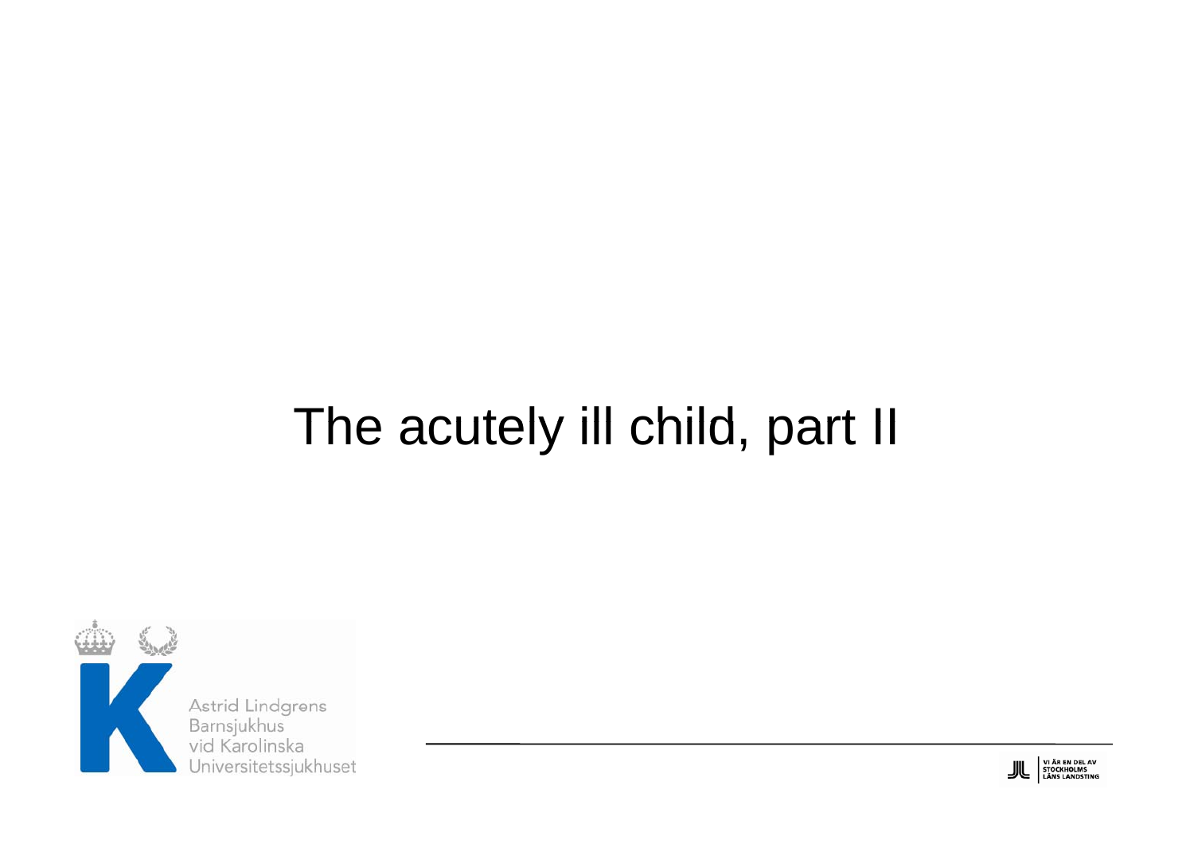# The acutely ill child, part II

Astrid Lindgrens Barnsjukhus vid Karolinska Universitetssjukhuset

VI ÄR EN DEL AV STOCKHOLMS LÄNS LANDSTING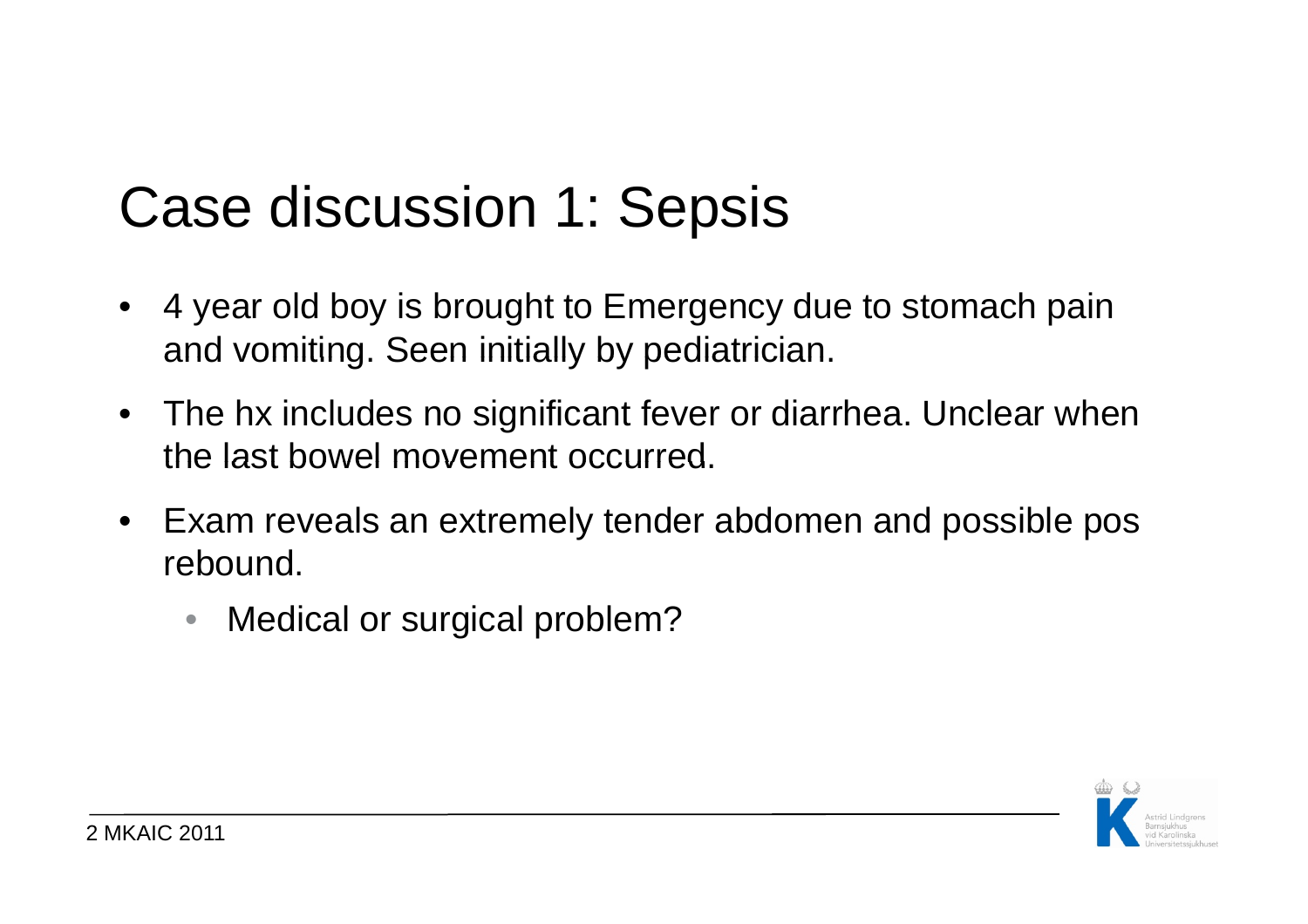# Case discussion 1: Sepsis

- 4 year old boy is brought to Emergency due to stomach pain and vomiting. Seen initially by pediatrician.
- The hx includes no significant fever or diarrhea. Unclear when the last bowel movement occurred.
- Exam reveals an extremely tender abdomen and possible pos rebound.
  - Medical or surgical problem?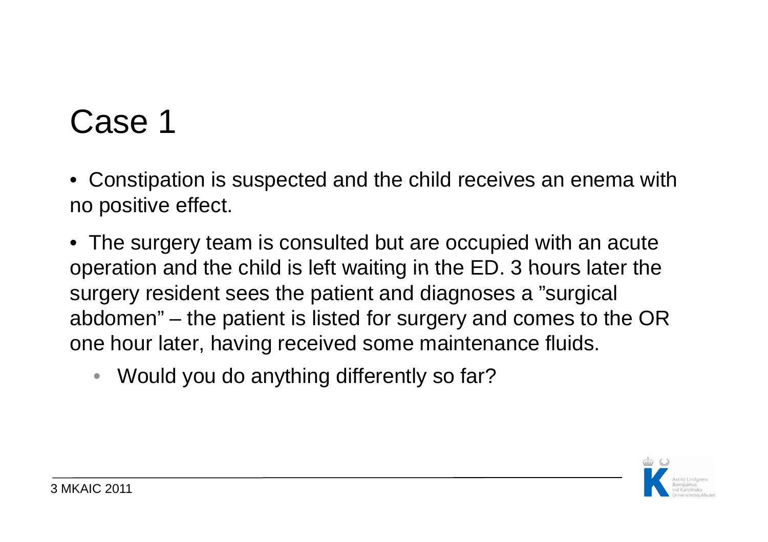# Case 1

- Constipation is suspected and the child receives an enema with no positive effect.
- The surgery team is consulted but are occupied with an acute operation and the child is left waiting in the ED. 3 hours later the surgery resident sees the patient and diagnoses a ”surgical abdomen” – the patient is listed for surgery and comes to the OR one hour later, having received some maintenance fluids.
  - Would you do anything differently so far?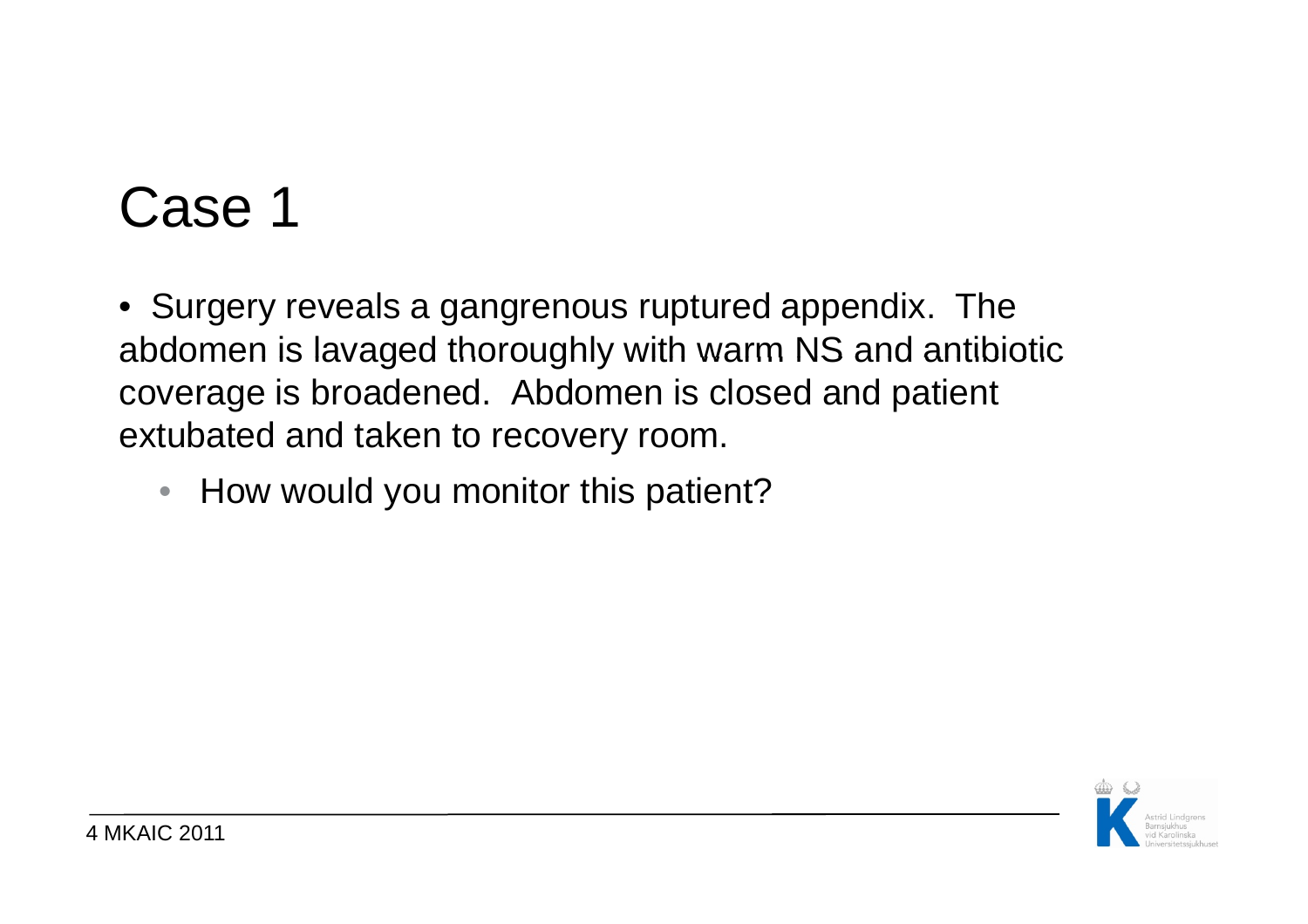# Case 1

- Surgery reveals a gangrenous ruptured appendix. The abdomen is lavaged thoroughly with warm NS and antibiotic coverage is broadened. Abdomen is closed and patient extubated and taken to recovery room.
  - How would you monitor this patient?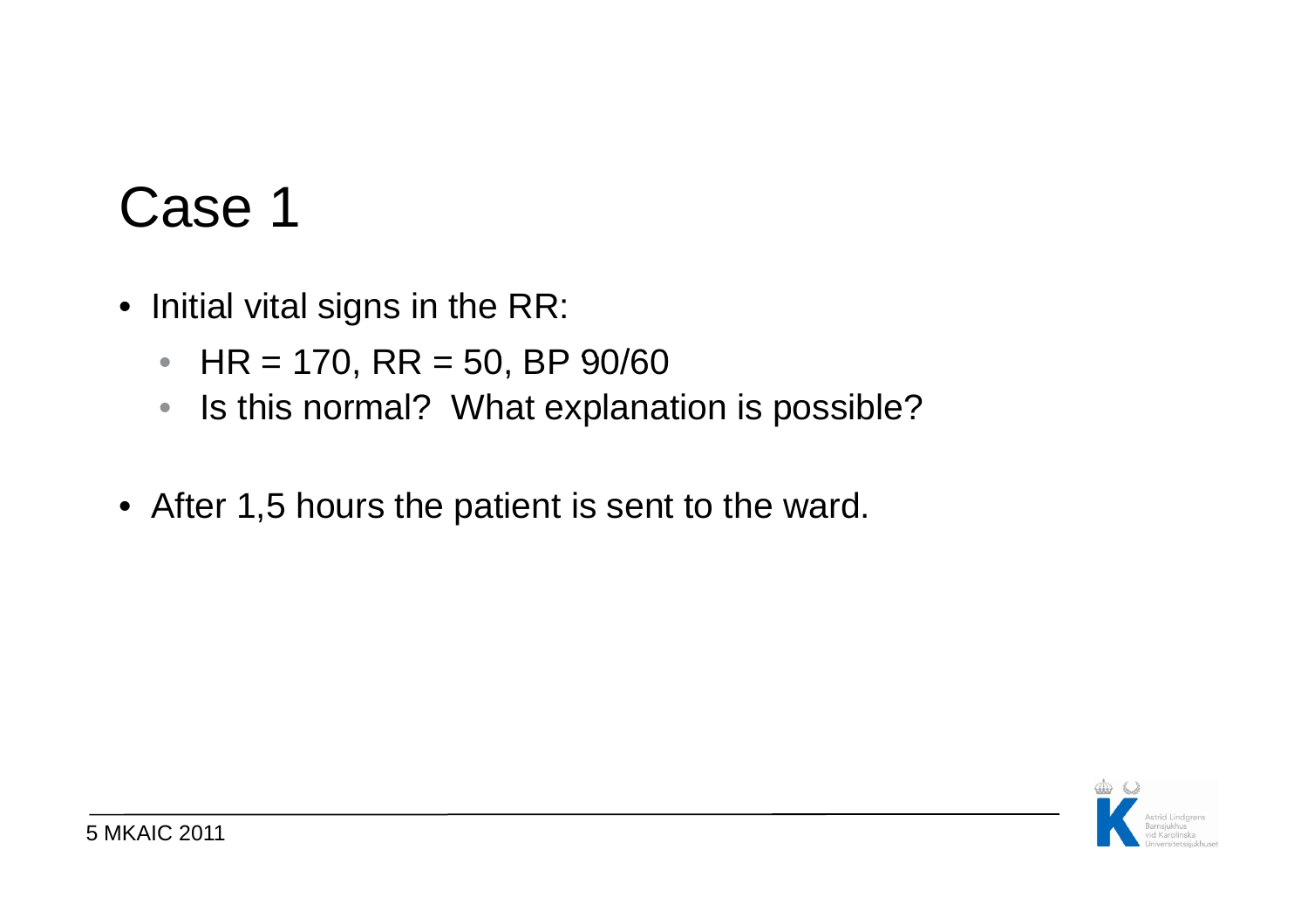# Case 1

- Initial vital signs in the RR:
  - HR = 170, RR = 50, BP 90/60
  - Is this normal? What explanation is possible?
- After 1,5 hours the patient is sent to the ward.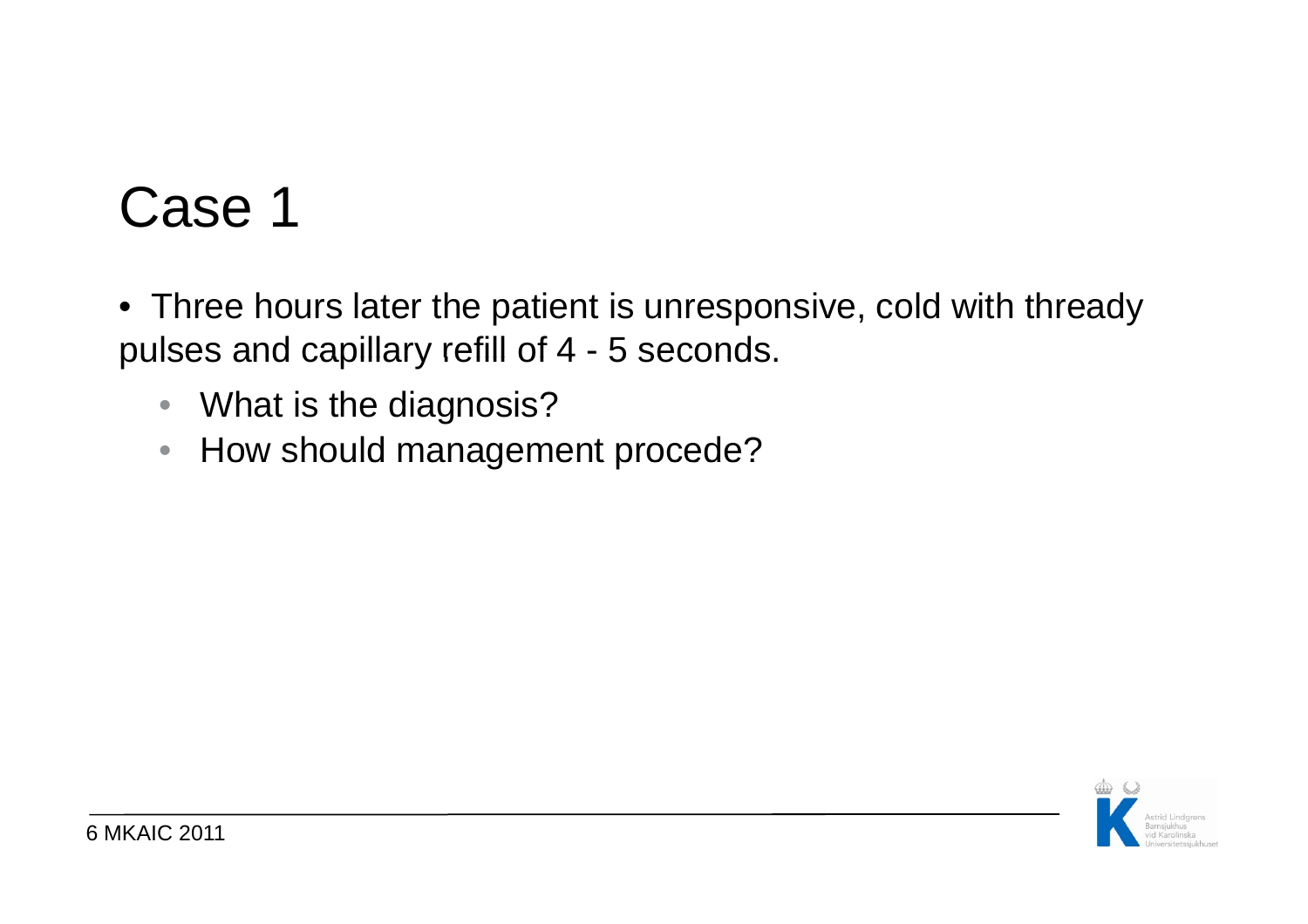# Case 1

- Three hours later the patient is unresponsive, cold with thready pulses and capillary refill of 4 - 5 seconds.
  - What is the diagnosis?
  - How should management procede?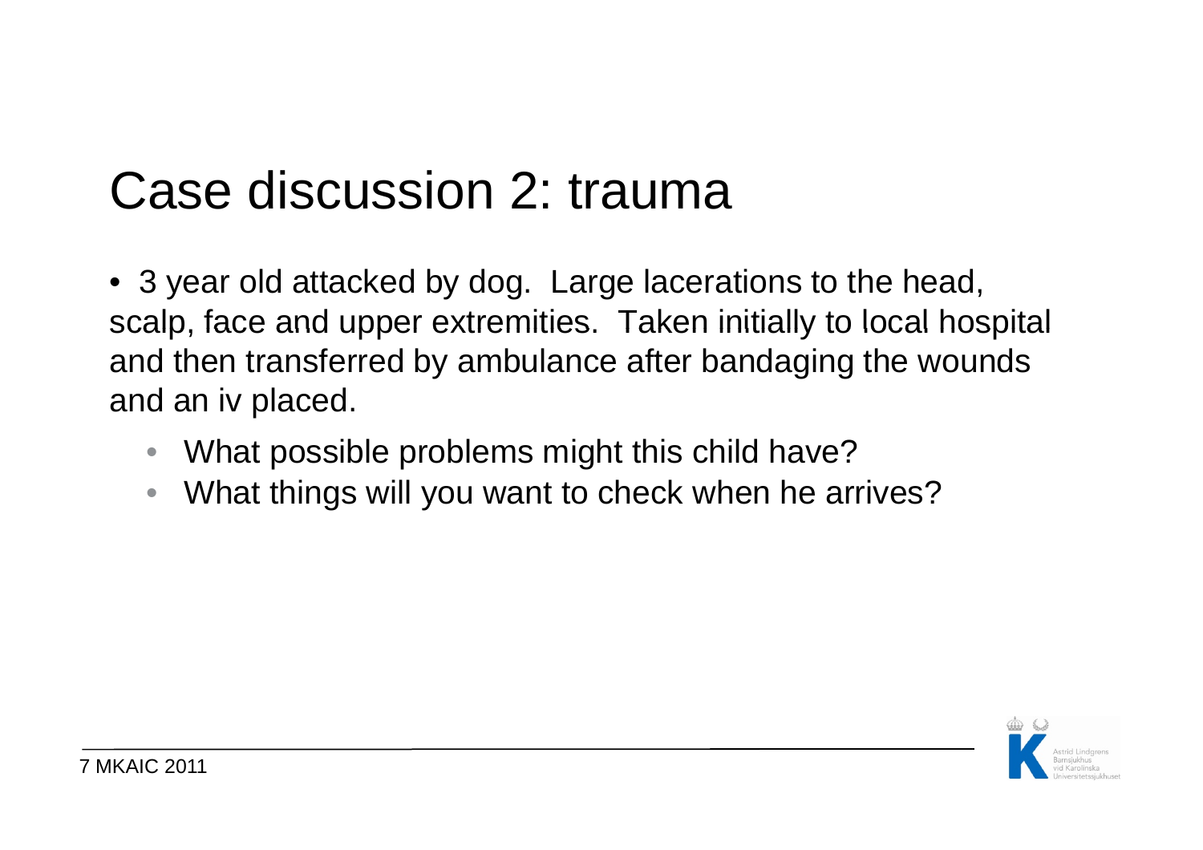# Case discussion 2: trauma

- 3 year old attacked by dog. Large lacerations to the head, scalp, face and upper extremities. Taken initially to local hospital and then transferred by ambulance after bandaging the wounds and an iv placed.
  - What possible problems might this child have?
  - What things will you want to check when he arrives?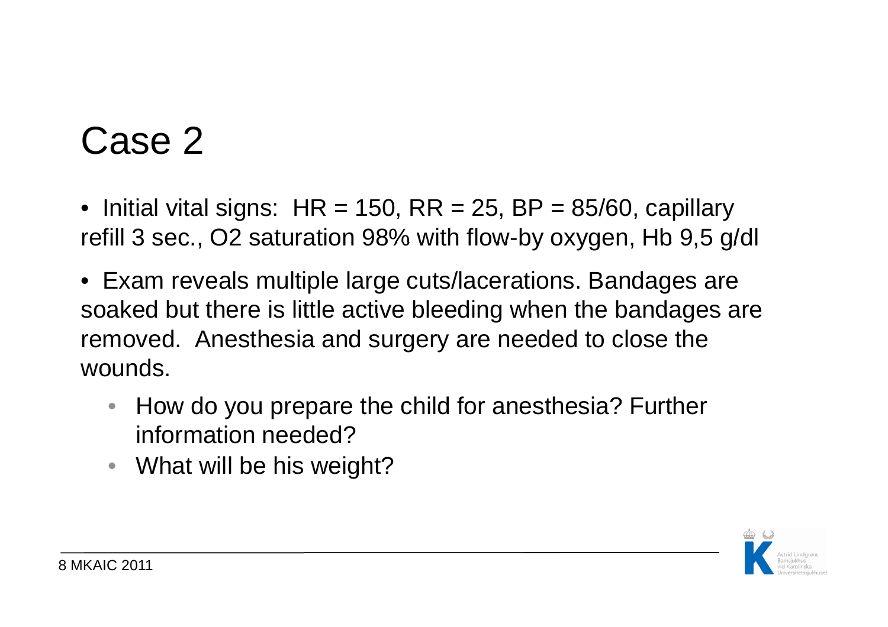# Case 2

- Initial vital signs: HR = 150, RR = 25, BP = 85/60, capillary refill 3 sec., O2 saturation 98% with flow-by oxygen, Hb 9,5 g/dl
- Exam reveals multiple large cuts/lacerations. Bandages are soaked but there is little active bleeding when the bandages are removed. Anesthesia and surgery are needed to close the wounds.
  - How do you prepare the child for anesthesia? Further information needed?
  - What will be his weight?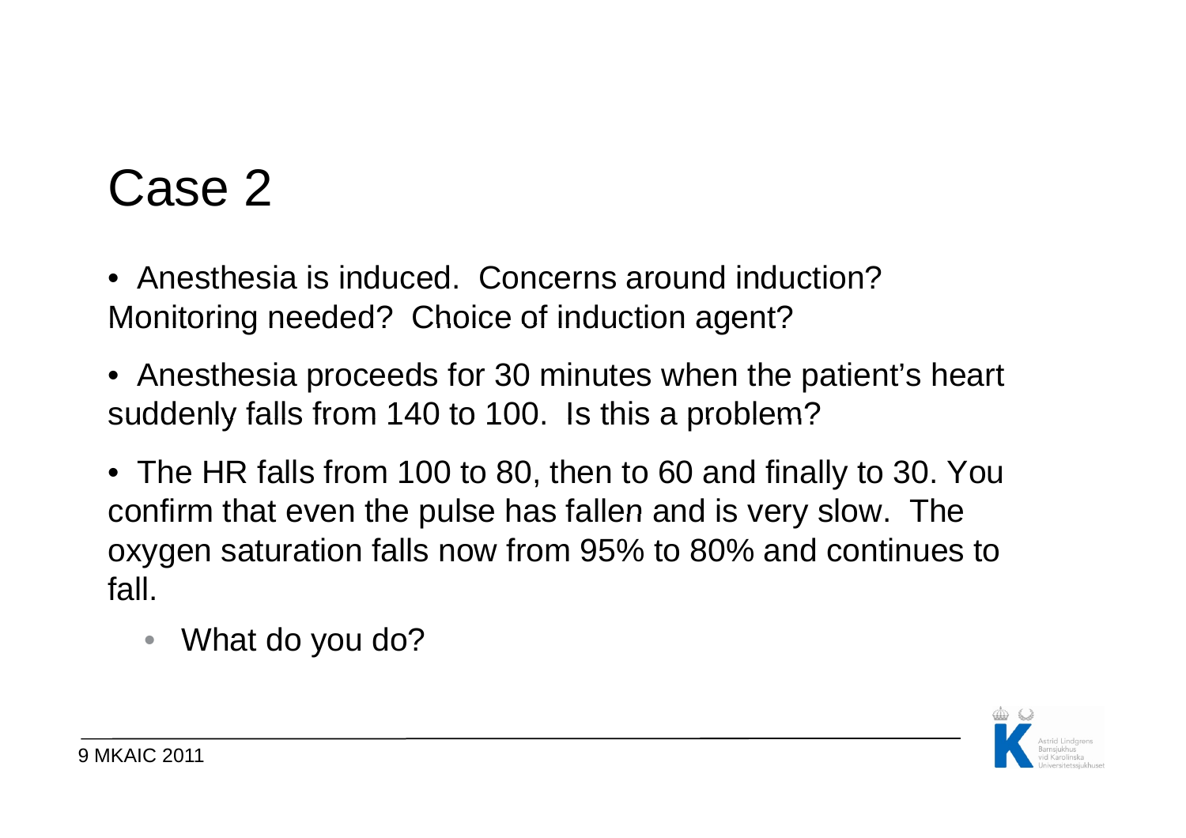# Case 2

- Anesthesia is induced. Concerns around induction? Monitoring needed? Choice of induction agent?
- Anesthesia proceeds for 30 minutes when the patient's heart suddenly falls from 140 to 100. Is this a problem?
- The HR falls from 100 to 80, then to 60 and finally to 30. You confirm that even the pulse has fallen and is very slow. The oxygen saturation falls now from 95% to 80% and continues to fall.
  - What do you do?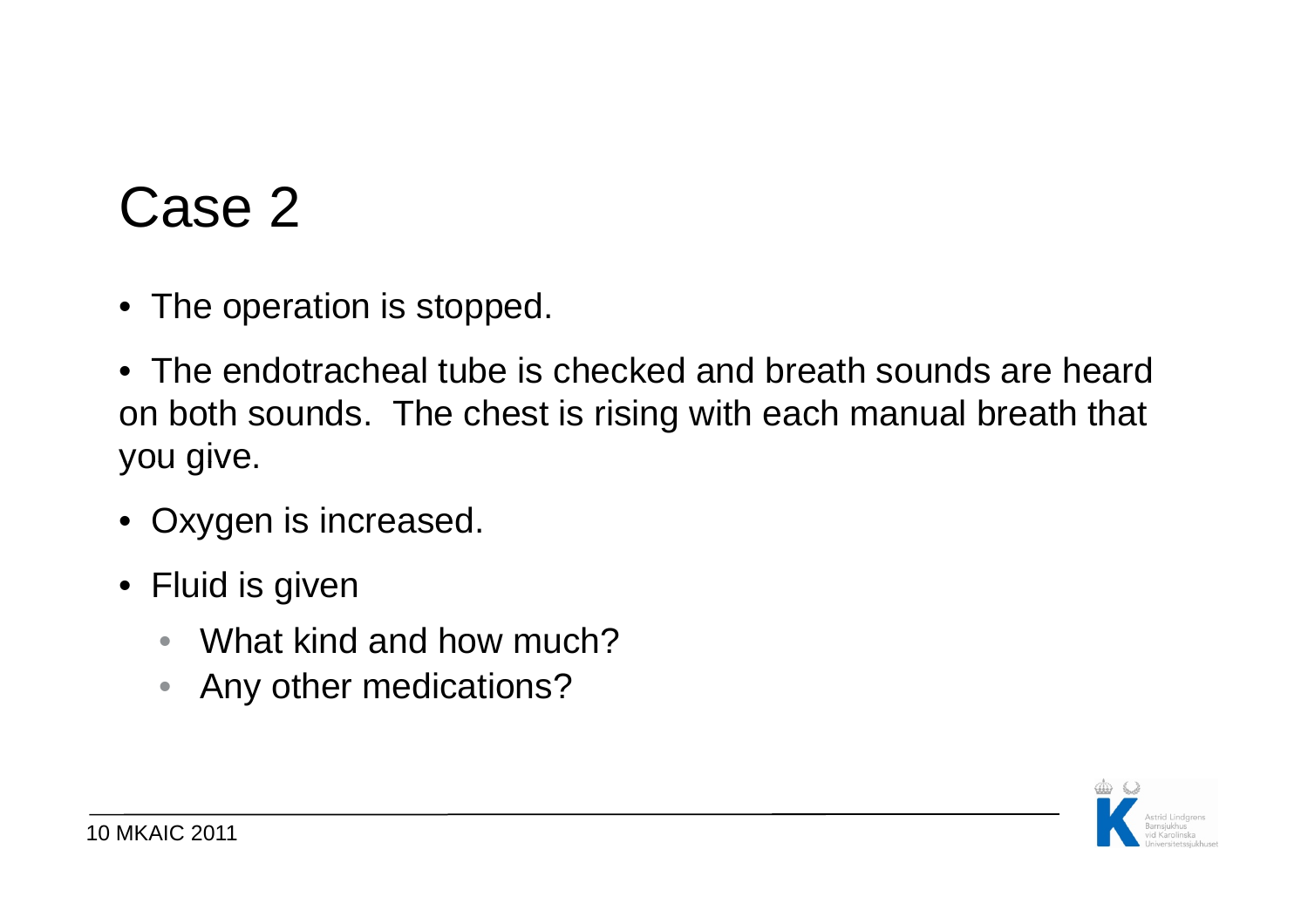# Case 2

- The operation is stopped.
- The endotracheal tube is checked and breath sounds are heard on both sounds. The chest is rising with each manual breath that you give.
- Oxygen is increased.
- Fluid is given
  - What kind and how much?
  - Any other medications?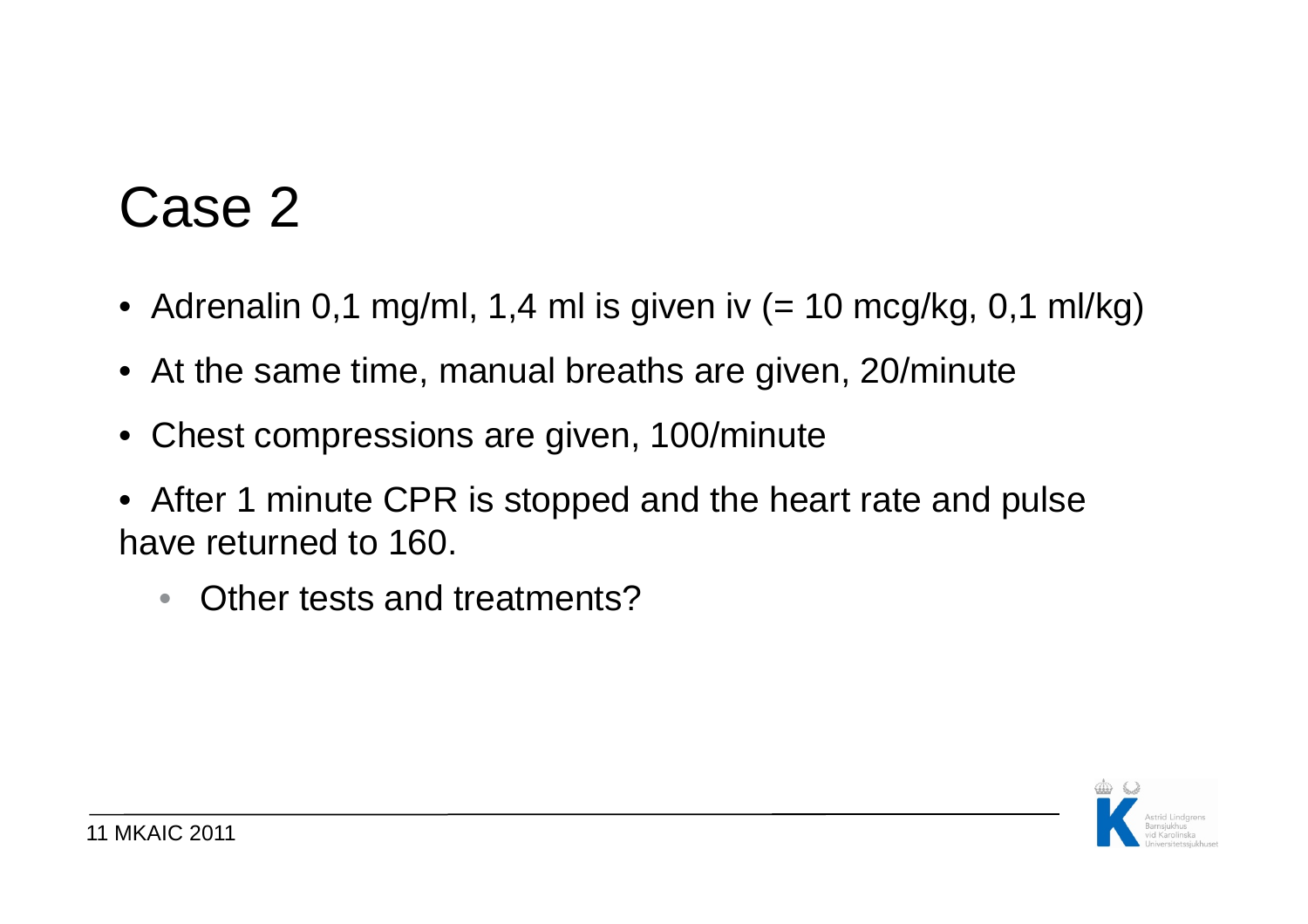# Case 2

- Adrenalin 0,1 mg/ml, 1,4 ml is given iv (= 10 mcg/kg, 0,1 ml/kg)
- At the same time, manual breaths are given, 20/minute
- Chest compressions are given, 100/minute
- After 1 minute CPR is stopped and the heart rate and pulse have returned to 160.
  - Other tests and treatments?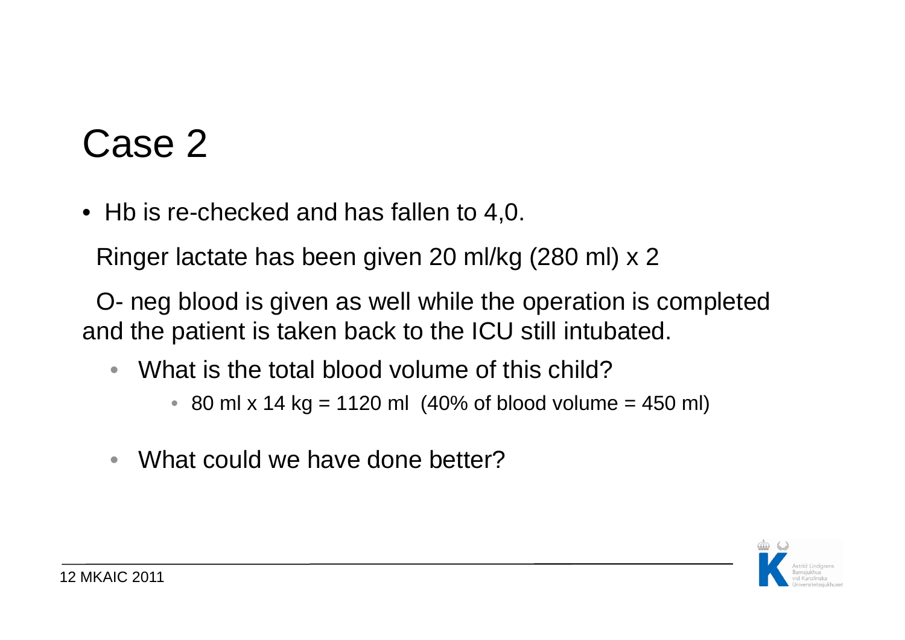# Case 2

- Hb is re-checked and has fallen to 4,0.

  Ringer lactate has been given 20 ml/kg (280 ml) x 2

  O- neg blood is given as well while the operation is completed and the patient is taken back to the ICU still intubated.

  - What is the total blood volume of this child?
    - 80 ml x 14 kg = 1120 ml (40% of blood volume = 450 ml)
  - What could we have done better?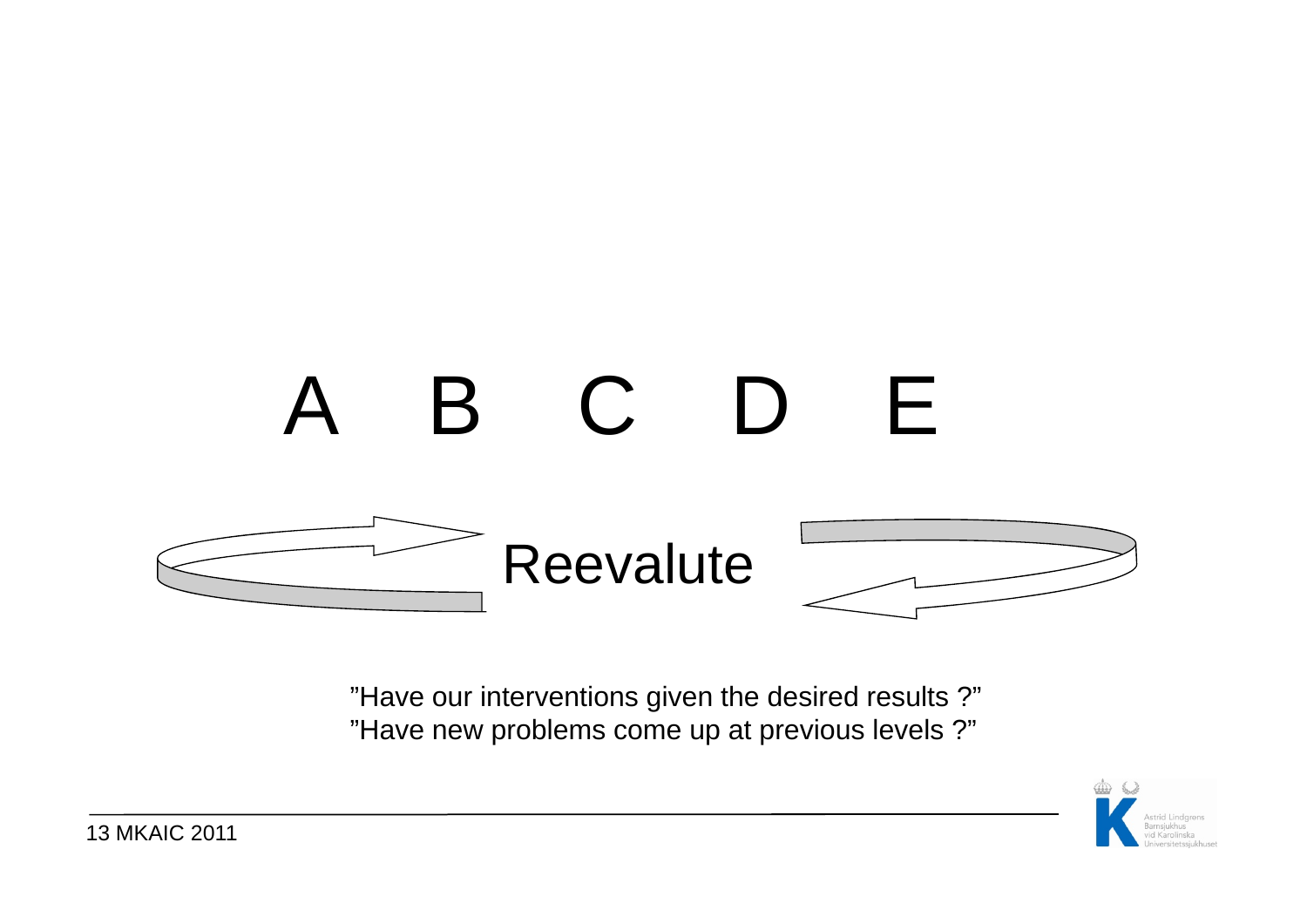A B C D E

Reevalute

"Have our interventions given the desired results ?"
"Have new problems come up at previous levels ?"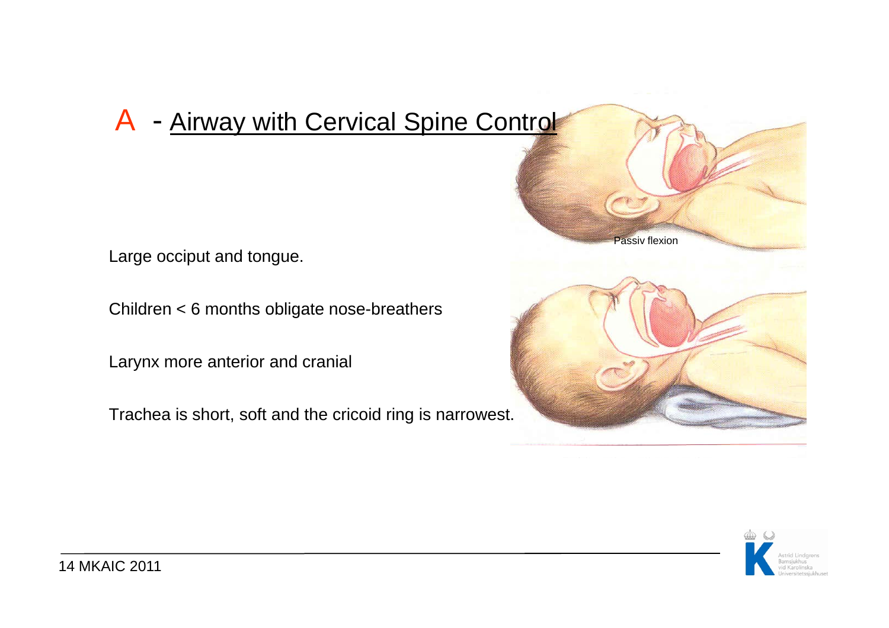# A - Airway with Cervical Spine Control

Large occiput and tongue.

Children < 6 months obligate nose-breathers

Larynx more anterior and cranial

Trachea is short, soft and the cricoid ring is narrowest.

Passiv flexion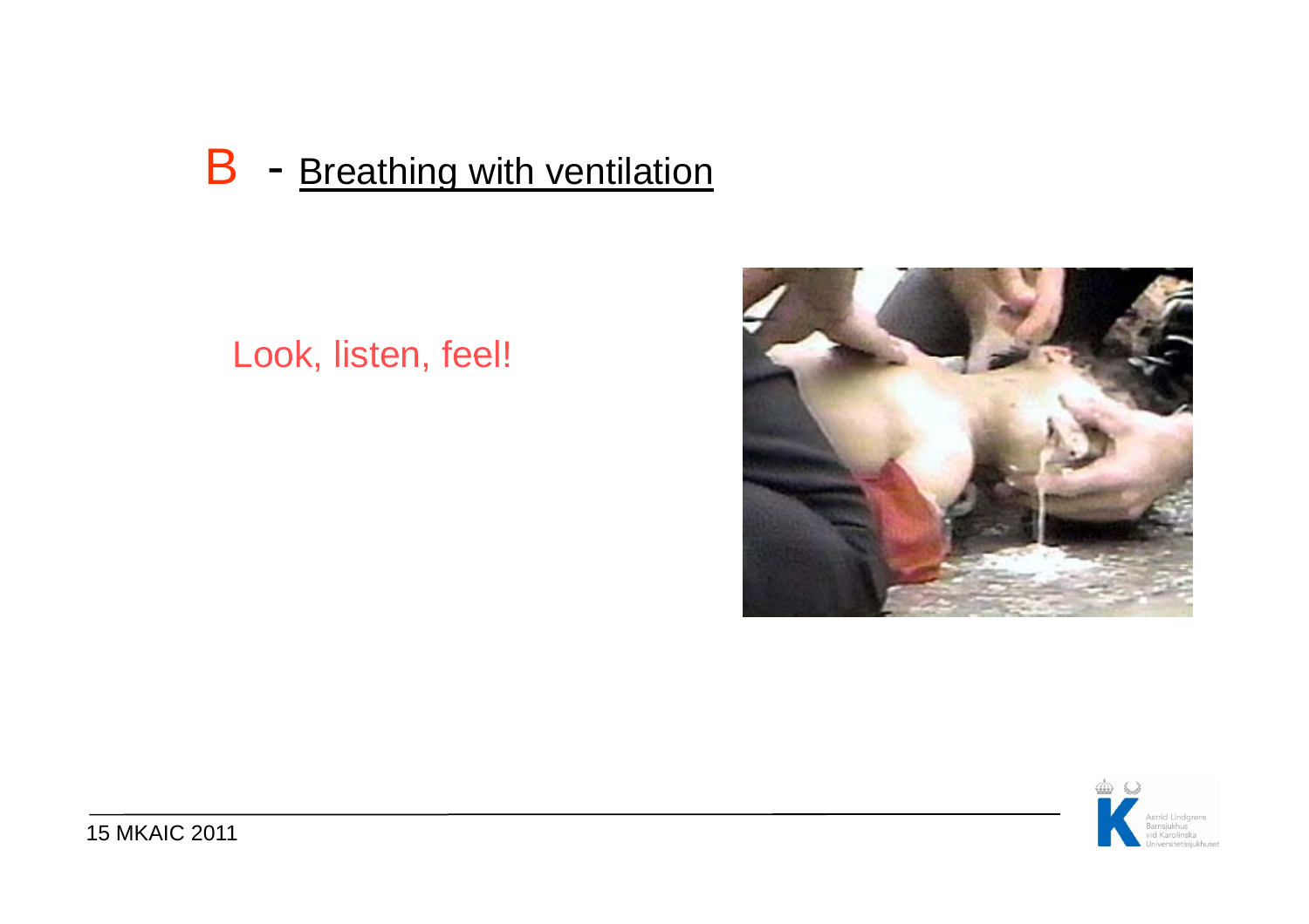# B - Breathing with ventilation

Look, listen, feel!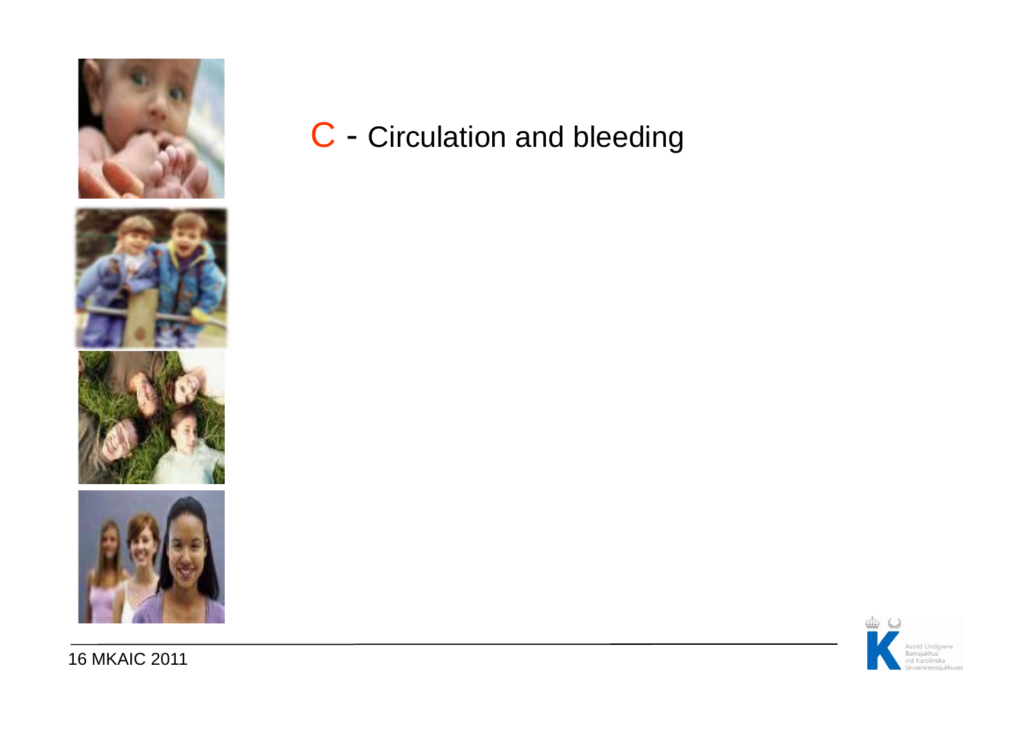# C - Circulation and bleeding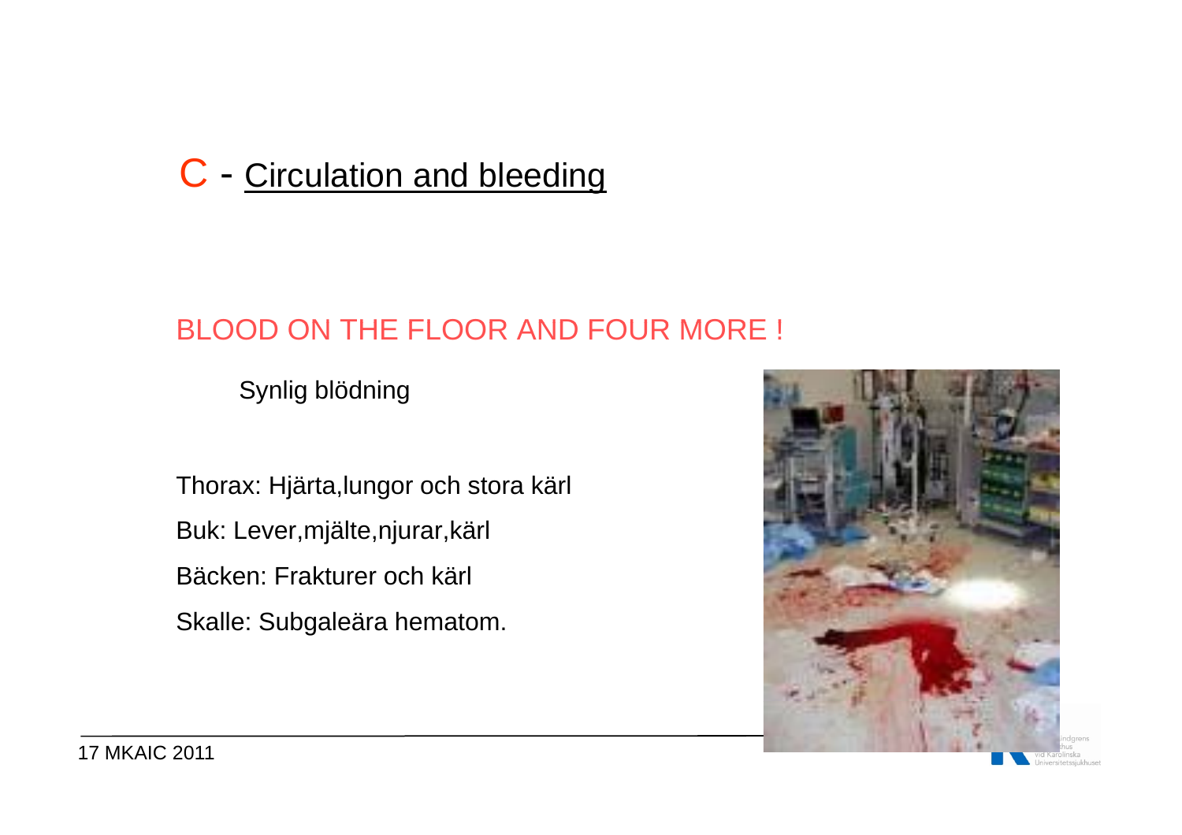# C - Circulation and bleeding

BLOOD ON THE FLOOR AND FOUR MORE !

Synlig blödning

Thorax: Hjärta,lungor och stora kärl

Buk: Lever,mjälte,njurar,kärl

Bäcken: Frakturer och kärl

Skalle: Subgaleära hematom.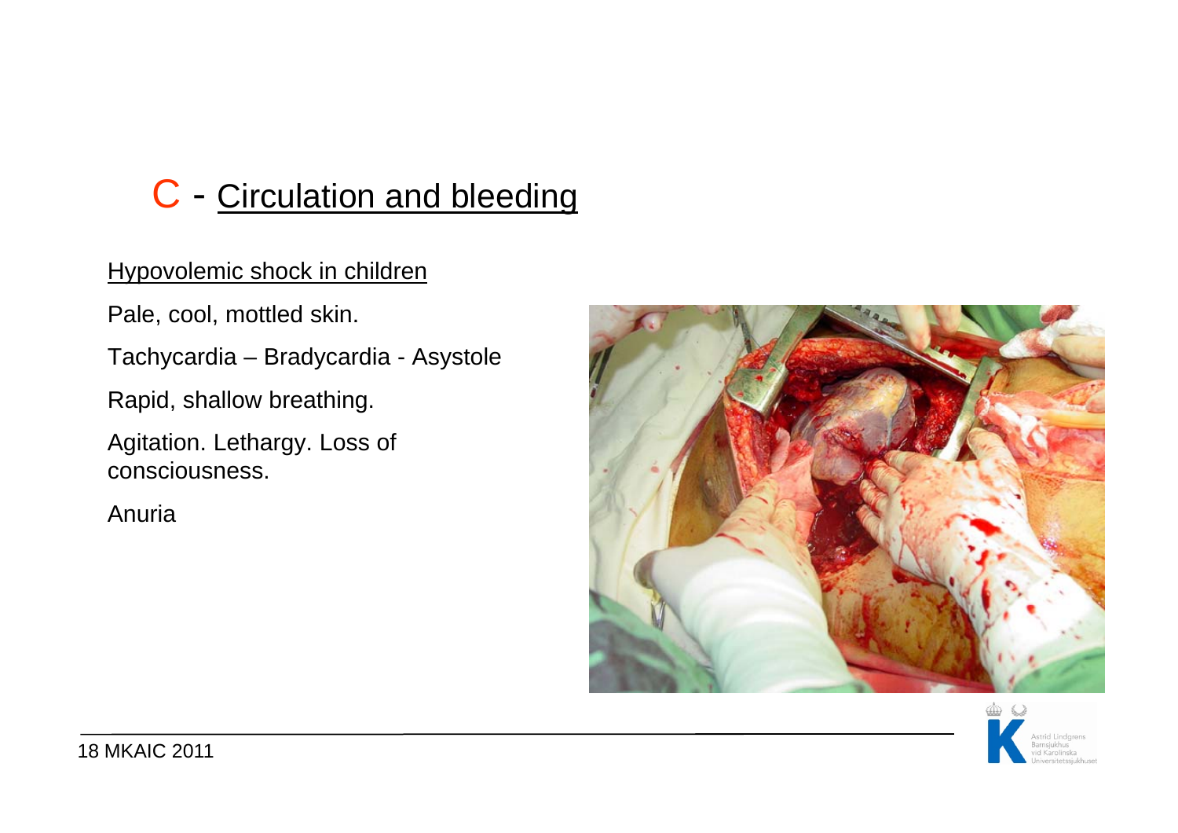# C - Circulation and bleeding

## Hypovolemic shock in children

Pale, cool, mottled skin.

Tachycardia – Bradycardia - Asystole

Rapid, shallow breathing.

Agitation. Lethargy. Loss of consciousness.

Anuria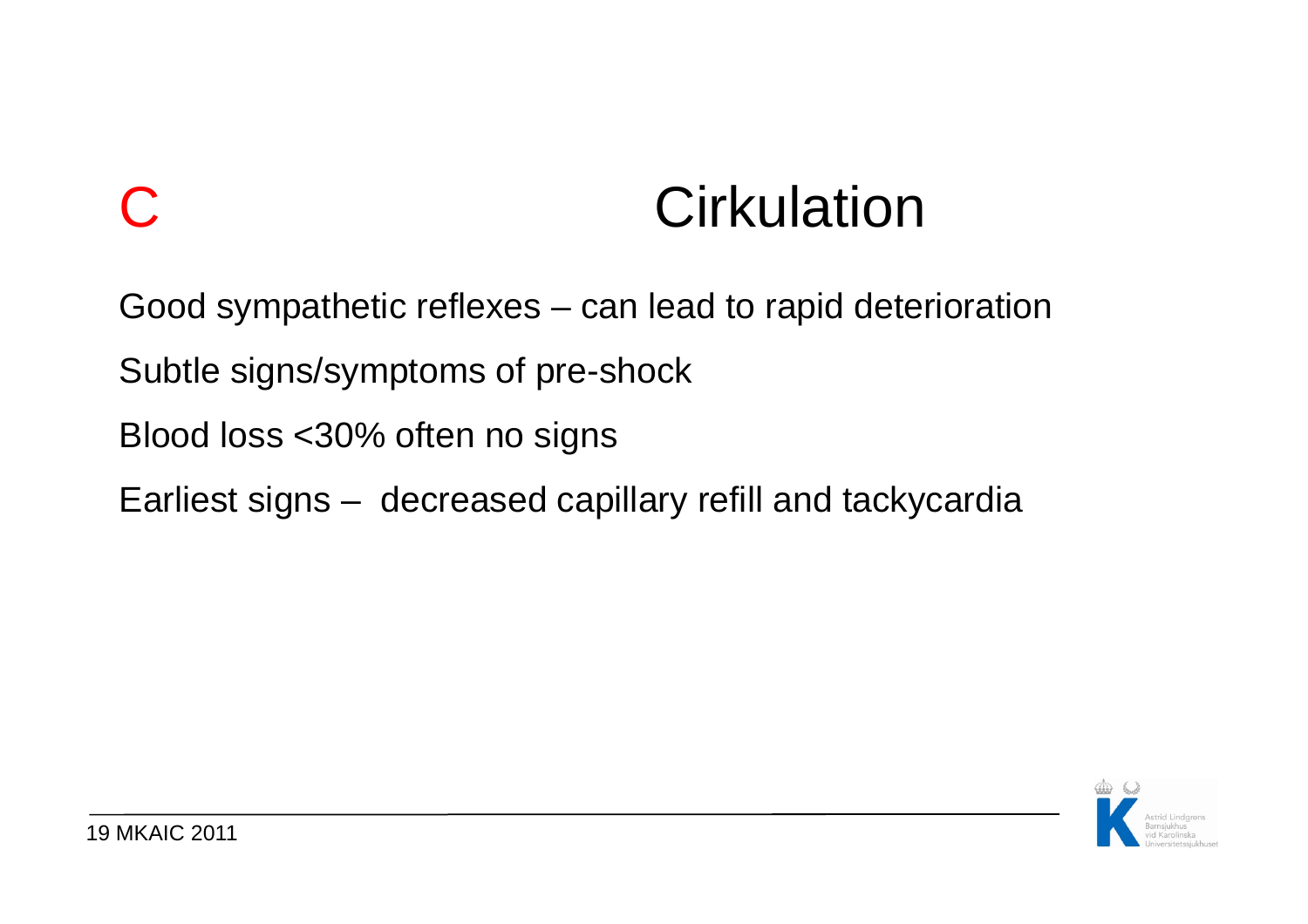# C Cirkulation

Good sympathetic reflexes – can lead to rapid deterioration

Subtle signs/symptoms of pre-shock

Blood loss <30% often no signs

Earliest signs – decreased capillary refill and tackycardia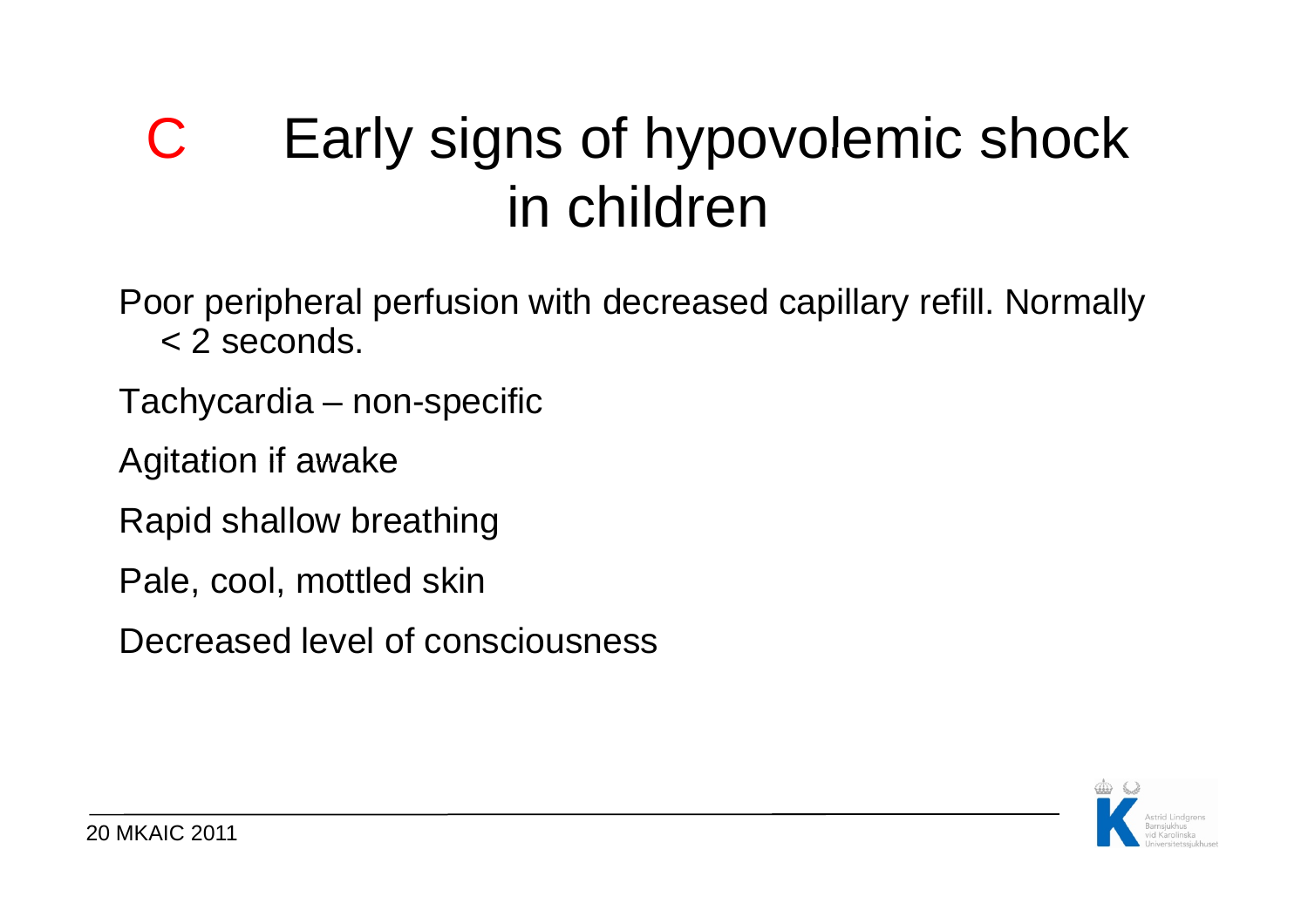# C Early signs of hypovolemic shock in children

Poor peripheral perfusion with decreased capillary refill. Normally < 2 seconds.

Tachycardia – non-specific

Agitation if awake

Rapid shallow breathing

Pale, cool, mottled skin

Decreased level of consciousness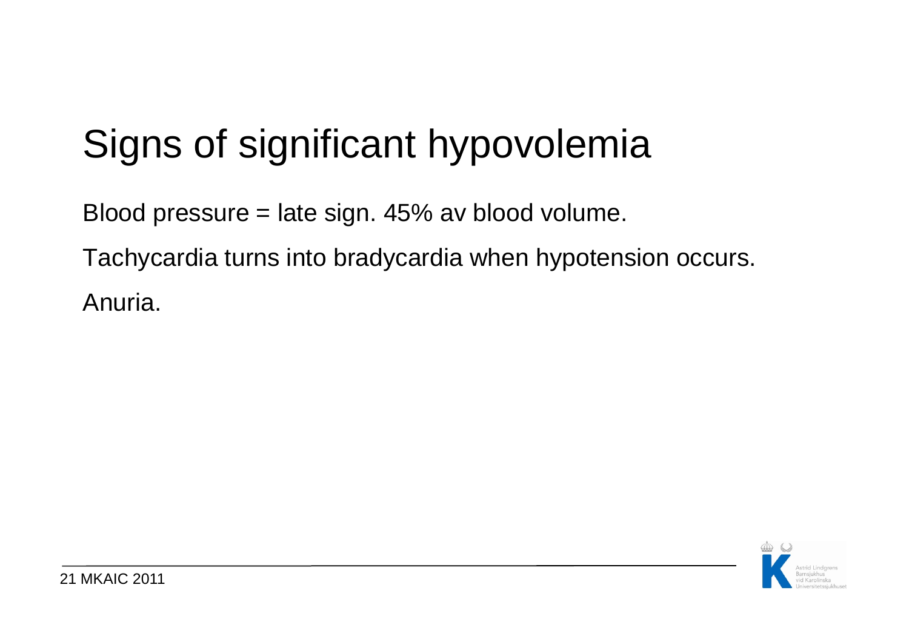# Signs of significant hypovolemia

Blood pressure = late sign. 45% av blood volume.

Tachycardia turns into bradycardia when hypotension occurs.

Anuria.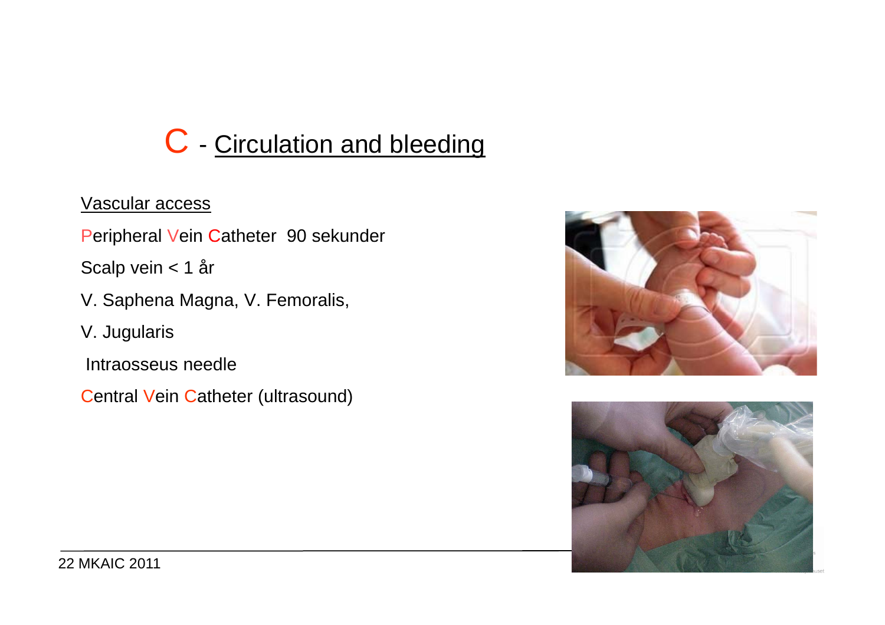# C - Circulation and bleeding

Vascular access

Peripheral Vein Catheter 90 sekunder

Scalp vein < 1 år

V. Saphena Magna, V. Femoralis,

V. Jugularis

Intraosseus needle

Central Vein Catheter (ultrasound)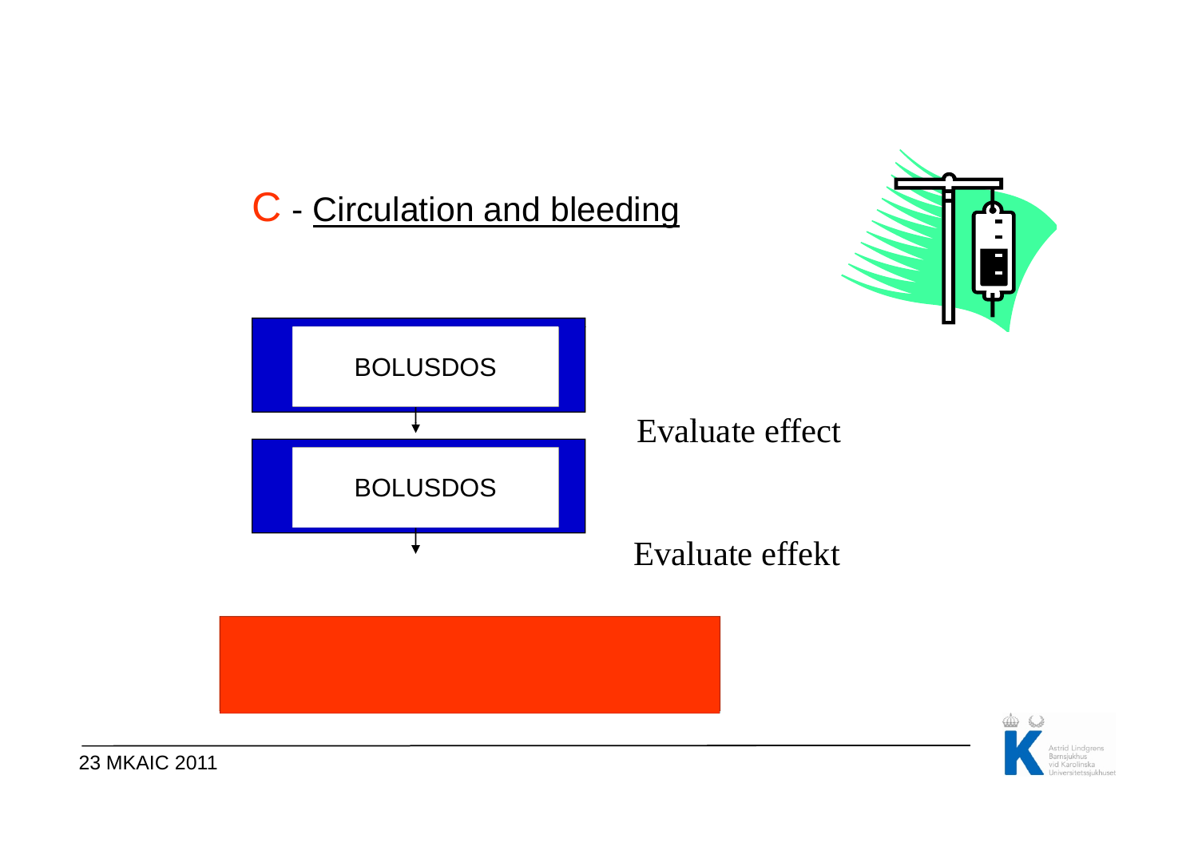# C - Circulation and bleeding

BOLUSDOS

Evaluate effect

BOLUSDOS

Evaluate effekt